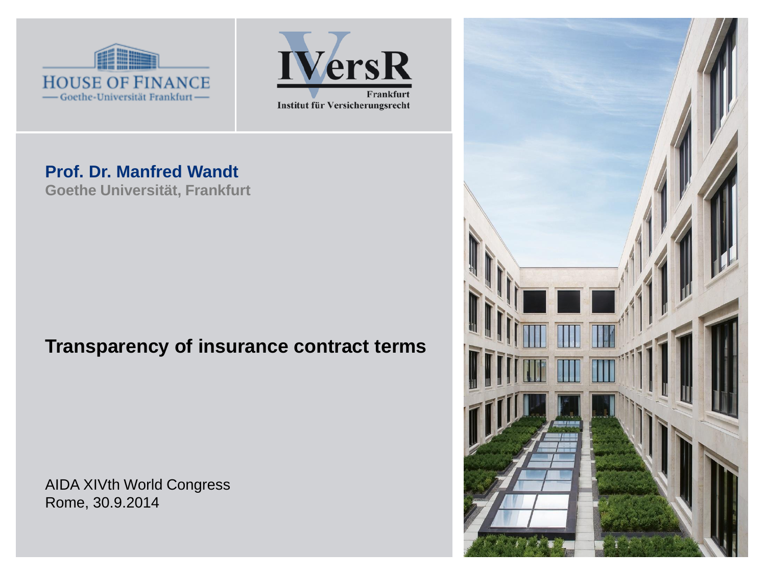HOUSE OF FINANCE
Goethe-Universität Frankfurt

IVersR
Frankfurt
Institut für Versicherungsrecht

**Prof. Dr. Manfred Wandt**
**Goethe Universität, Frankfurt**

# Transparency of insurance contract terms

AIDA XIVth World Congress
Rome, 30.9.2014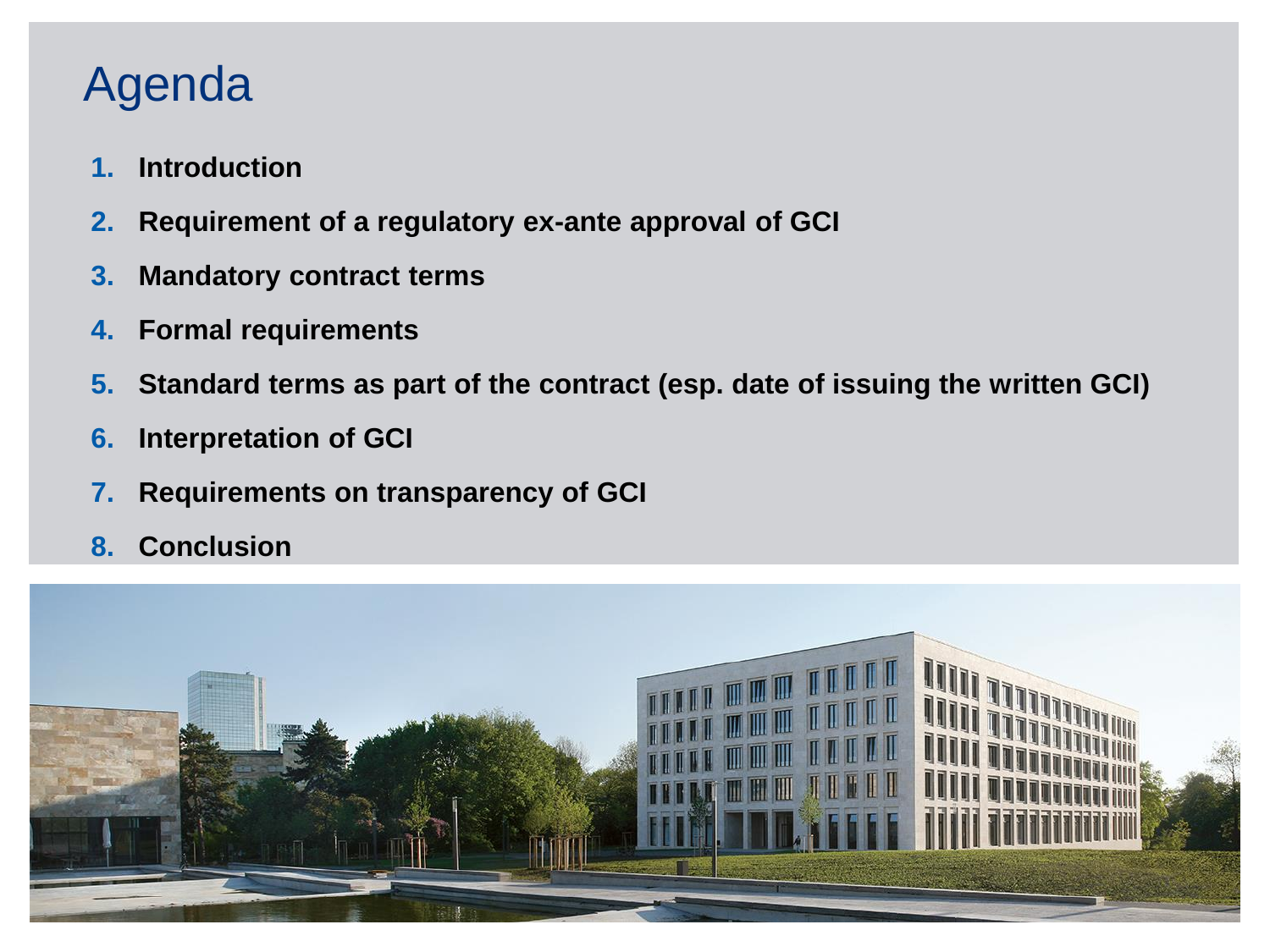# Agenda

1. **Introduction**
2. **Requirement of a regulatory ex-ante approval of GCI**
3. **Mandatory contract terms**
4. **Formal requirements**
5. **Standard terms as part of the contract (esp. date of issuing the written GCI)**
6. **Interpretation of GCI**
7. **Requirements on transparency of GCI**
8. **Conclusion**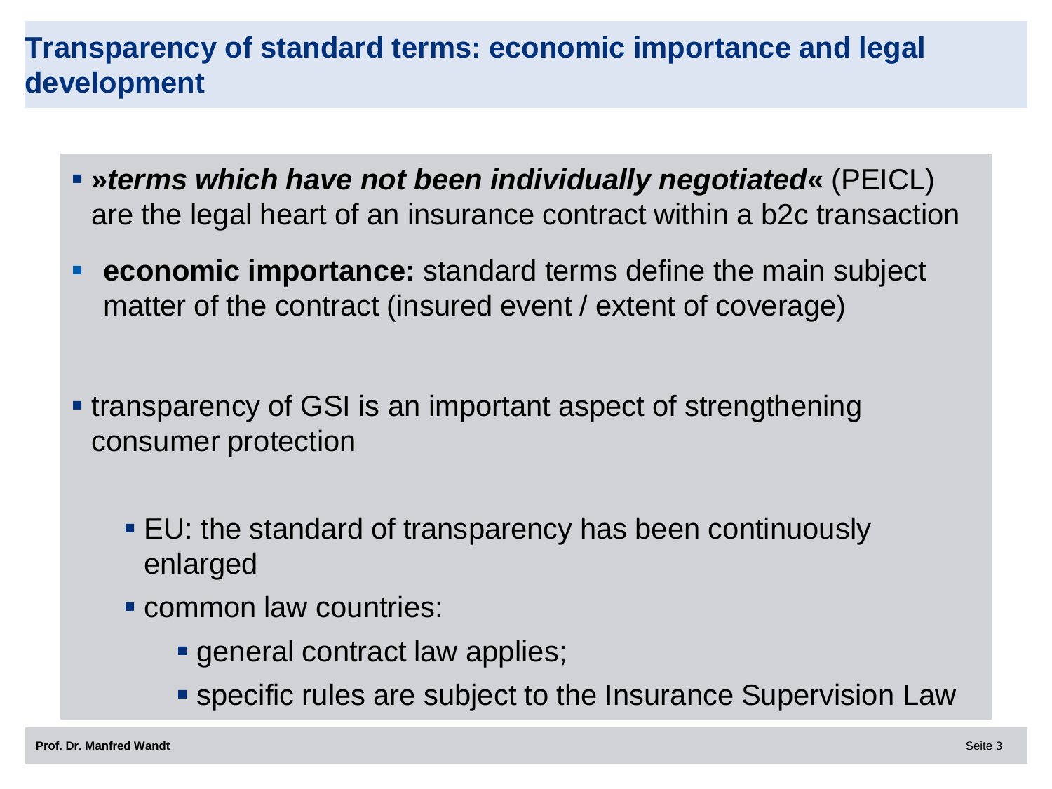# Transparency of standard terms: economic importance and legal development

- ***»terms which have not been individually negotiated«*** (PEICL) are the legal heart of an insurance contract within a b2c transaction
- **economic importance:** standard terms define the main subject matter of the contract (insured event / extent of coverage)
- transparency of GSI is an important aspect of strengthening consumer protection
  - EU: the standard of transparency has been continuously enlarged
  - common law countries:
    - general contract law applies;
    - specific rules are subject to the Insurance Supervision Law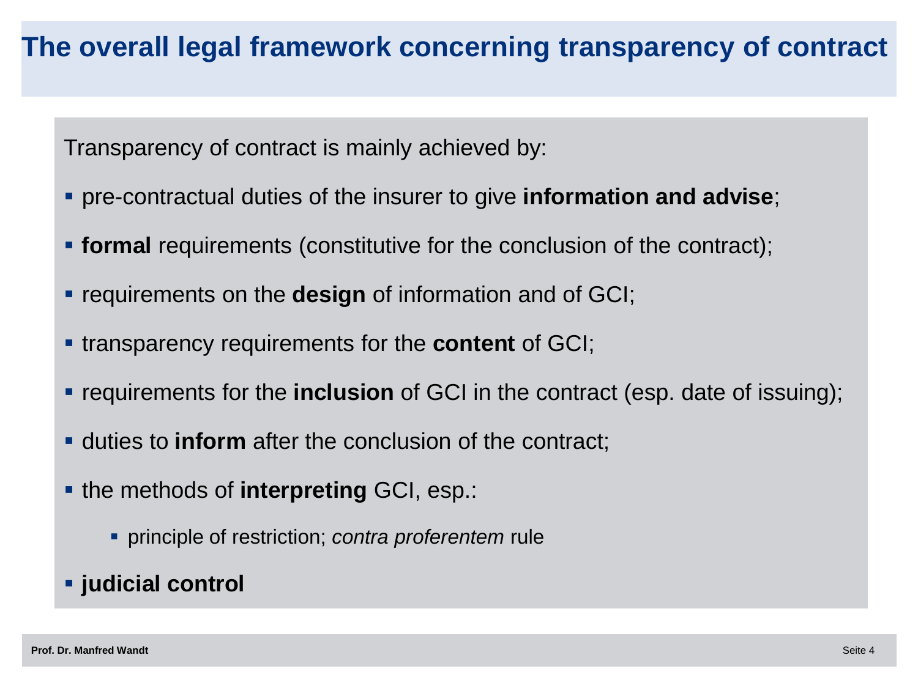# The overall legal framework concerning transparency of contract

Transparency of contract is mainly achieved by:

- pre-contractual duties of the insurer to give **information and advise**;
- **formal** requirements (constitutive for the conclusion of the contract);
- requirements on the **design** of information and of GCI;
- transparency requirements for the **content** of GCI;
- requirements for the **inclusion** of GCI in the contract (esp. date of issuing);
- duties to **inform** after the conclusion of the contract;
- the methods of **interpreting** GCI, esp.:
  - principle of restriction; *contra proferentem* rule
- **judicial control**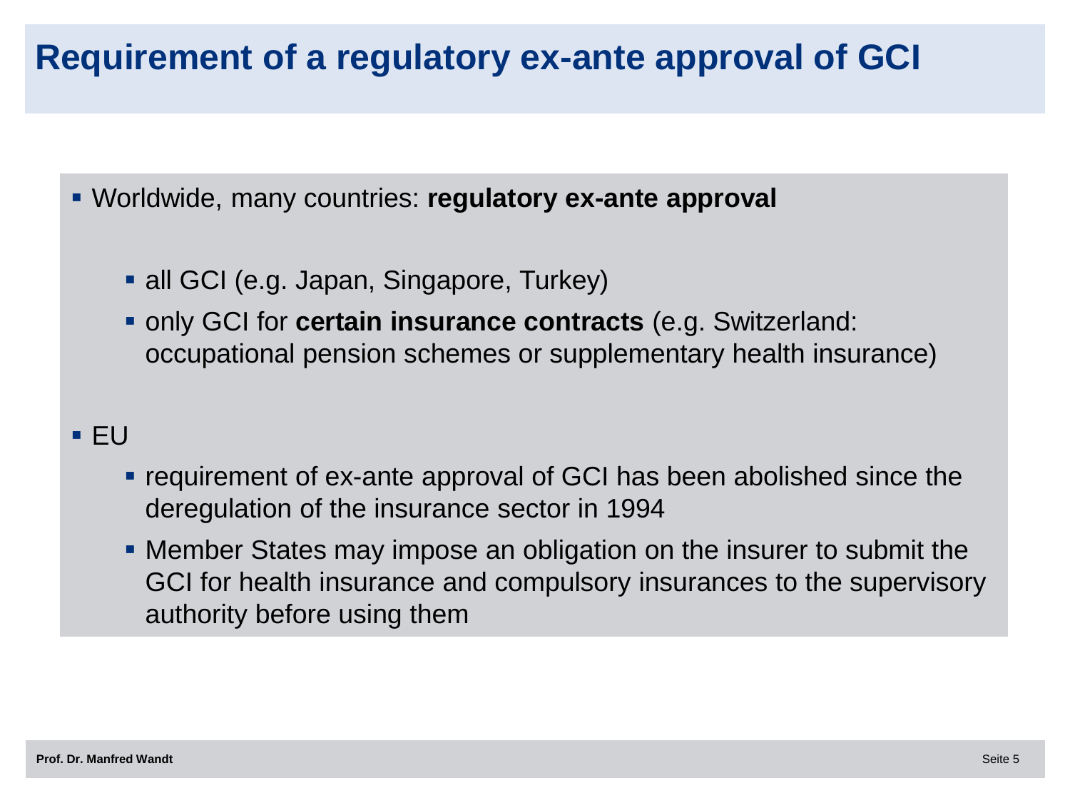# Requirement of a regulatory ex-ante approval of GCI

- Worldwide, many countries: **regulatory ex-ante approval**
  - all GCI (e.g. Japan, Singapore, Turkey)
  - only GCI for **certain insurance contracts** (e.g. Switzerland: occupational pension schemes or supplementary health insurance)
- EU
  - requirement of ex-ante approval of GCI has been abolished since the deregulation of the insurance sector in 1994
  - Member States may impose an obligation on the insurer to submit the GCI for health insurance and compulsory insurances to the supervisory authority before using them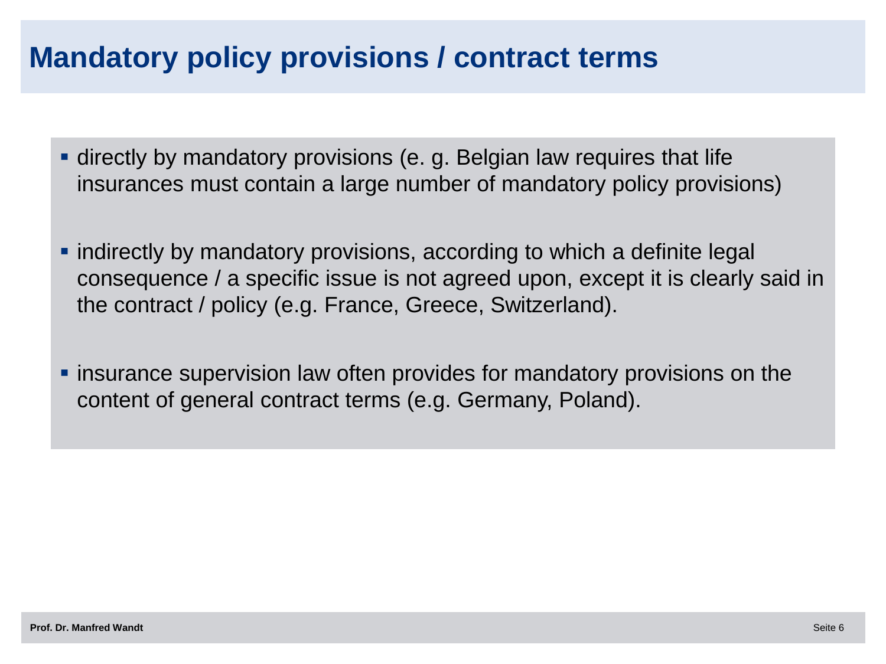# Mandatory policy provisions / contract terms

- directly by mandatory provisions (e. g. Belgian law requires that life insurances must contain a large number of mandatory policy provisions)
- indirectly by mandatory provisions, according to which a definite legal consequence / a specific issue is not agreed upon, except it is clearly said in the contract / policy (e.g. France, Greece, Switzerland).
- insurance supervision law often provides for mandatory provisions on the content of general contract terms (e.g. Germany, Poland).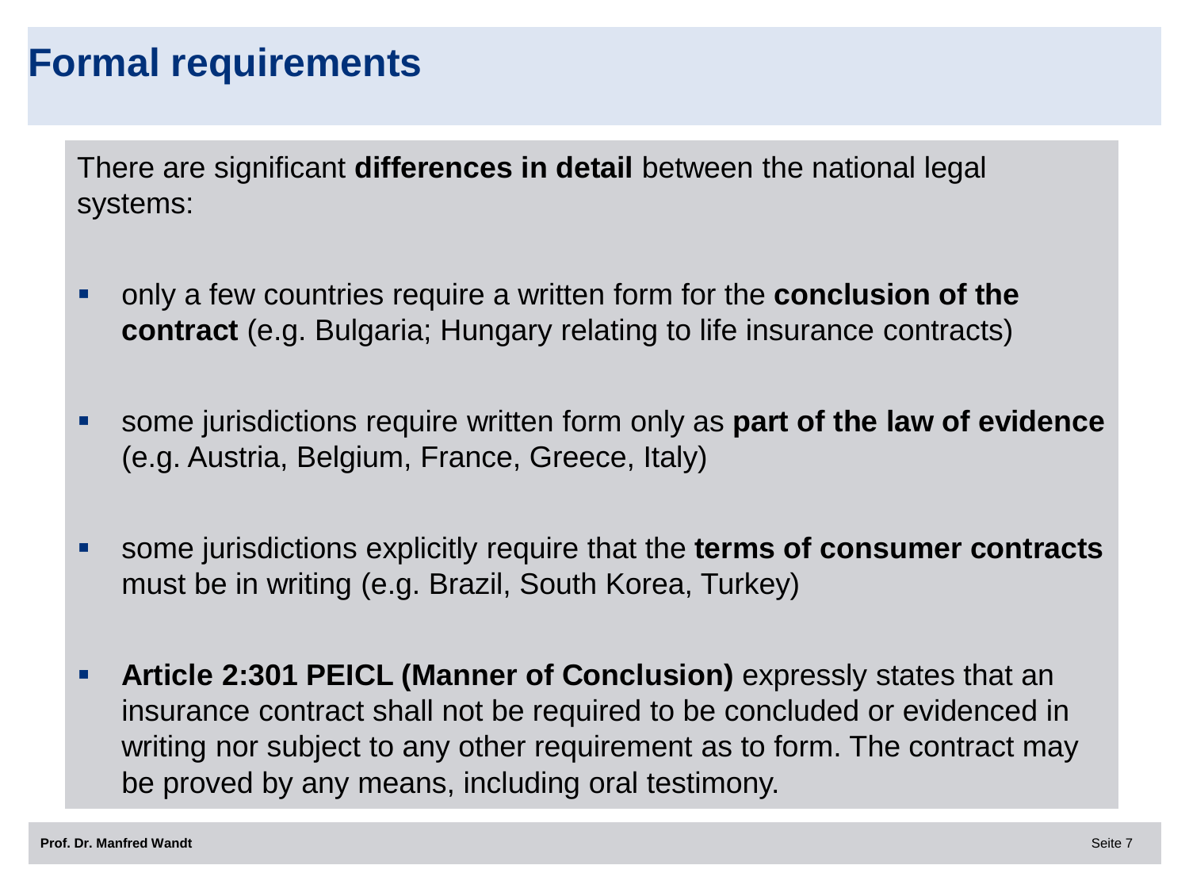# Formal requirements

There are significant **differences in detail** between the national legal systems:

- only a few countries require a written form for the **conclusion of the contract** (e.g. Bulgaria; Hungary relating to life insurance contracts)
- some jurisdictions require written form only as **part of the law of evidence** (e.g. Austria, Belgium, France, Greece, Italy)
- some jurisdictions explicitly require that the **terms of consumer contracts** must be in writing (e.g. Brazil, South Korea, Turkey)
- **Article 2:301 PEICL (Manner of Conclusion)** expressly states that an insurance contract shall not be required to be concluded or evidenced in writing nor subject to any other requirement as to form. The contract may be proved by any means, including oral testimony.

Prof. Dr. Manfred Wandt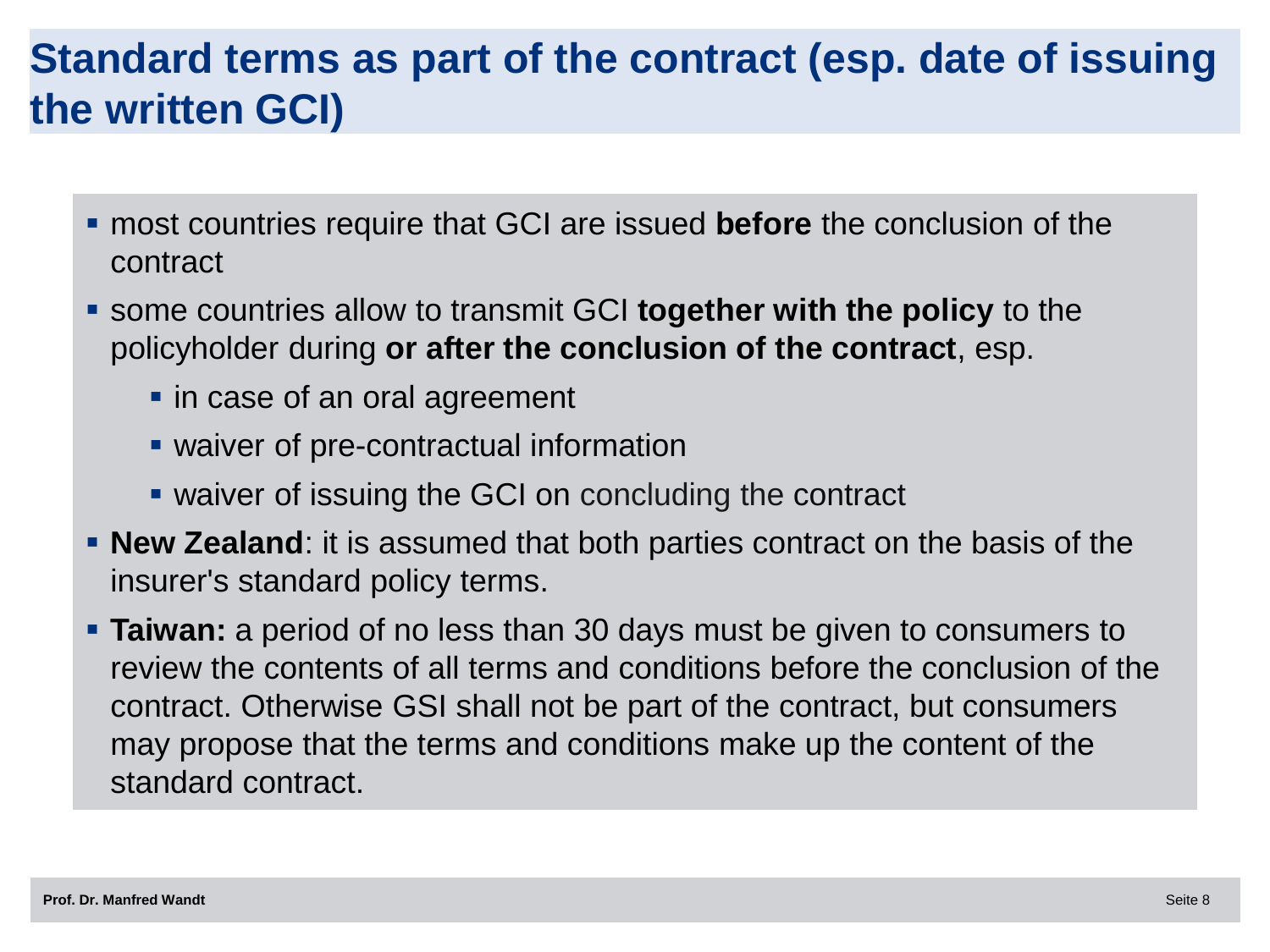# Standard terms as part of the contract (esp. date of issuing the written GCI)

- most countries require that GCI are issued **before** the conclusion of the contract
- some countries allow to transmit GCI **together with the policy** to the policyholder during **or after the conclusion of the contract**, esp.
  - in case of an oral agreement
  - waiver of pre-contractual information
  - waiver of issuing the GCI on concluding the contract
- **New Zealand**: it is assumed that both parties contract on the basis of the insurer's standard policy terms.
- **Taiwan:** a period of no less than 30 days must be given to consumers to review the contents of all terms and conditions before the conclusion of the contract. Otherwise GSI shall not be part of the contract, but consumers may propose that the terms and conditions make up the content of the standard contract.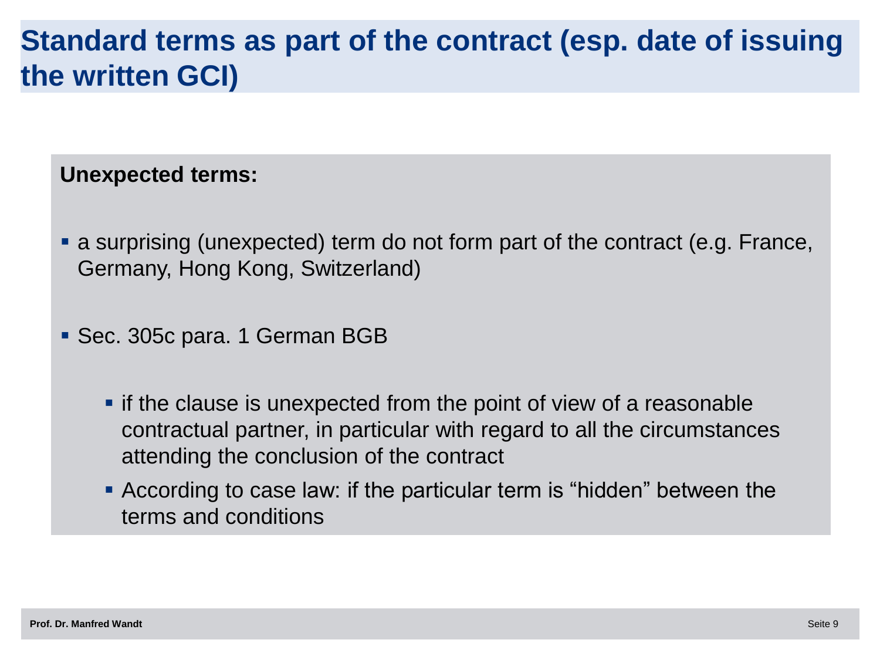# Standard terms as part of the contract (esp. date of issuing the written GCI)

**Unexpected terms:**

- a surprising (unexpected) term do not form part of the contract (e.g. France, Germany, Hong Kong, Switzerland)
- Sec. 305c para. 1 German BGB
  - if the clause is unexpected from the point of view of a reasonable contractual partner, in particular with regard to all the circumstances attending the conclusion of the contract
  - According to case law: if the particular term is “hidden” between the terms and conditions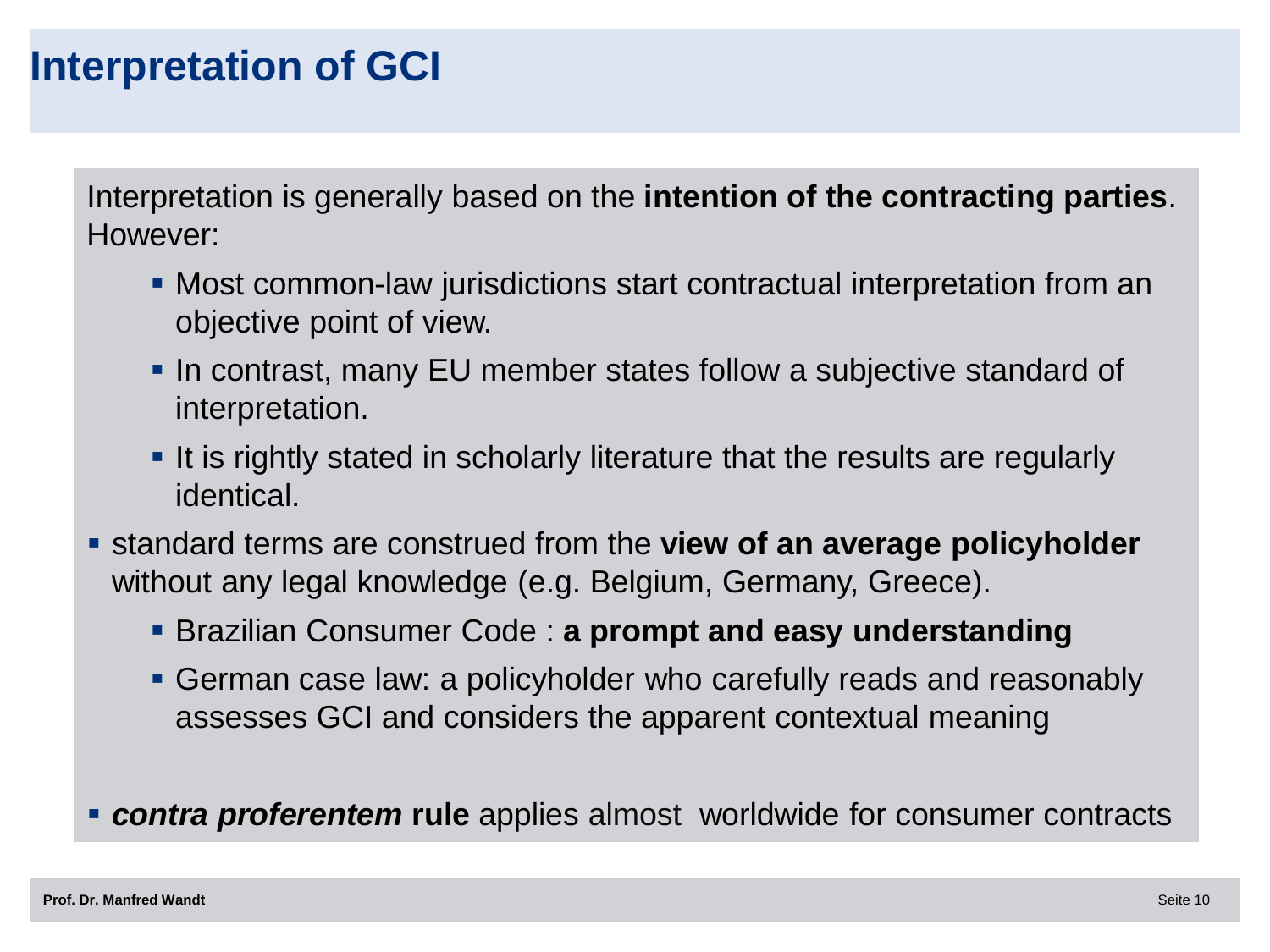# Interpretation of GCI

Interpretation is generally based on the **intention of the contracting parties**. However:

- Most common-law jurisdictions start contractual interpretation from an objective point of view.
- In contrast, many EU member states follow a subjective standard of interpretation.
- It is rightly stated in scholarly literature that the results are regularly identical.

- standard terms are construed from the **view of an average policyholder** without any legal knowledge (e.g. Belgium, Germany, Greece).
  - Brazilian Consumer Code : **a prompt and easy understanding**
  - German case law: a policyholder who carefully reads and reasonably assesses GCI and considers the apparent contextual meaning

- ***contra proferentem*** **rule** applies almost worldwide for consumer contracts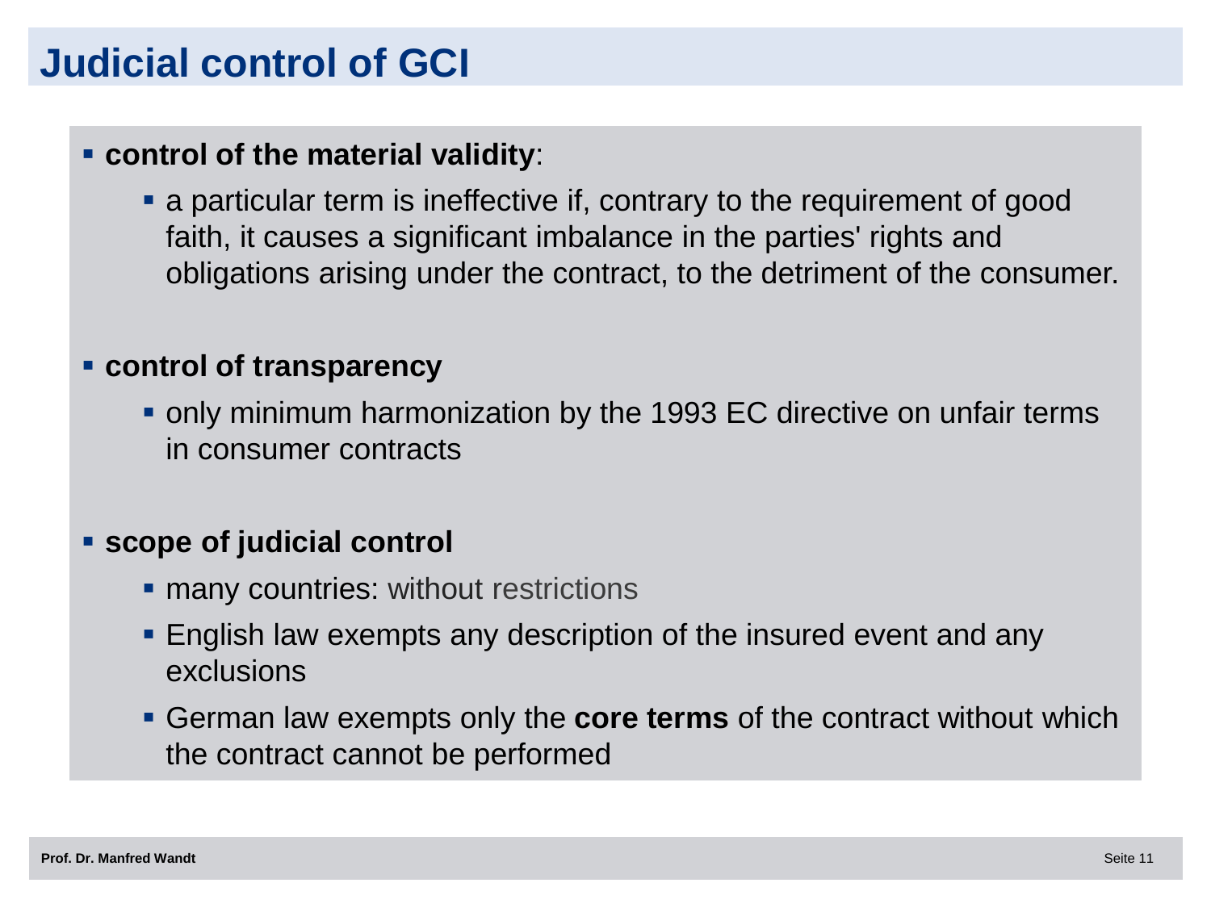# Judicial control of GCI

- **control of the material validity**:
  - a particular term is ineffective if, contrary to the requirement of good faith, it causes a significant imbalance in the parties' rights and obligations arising under the contract, to the detriment of the consumer.
- **control of transparency**
  - only minimum harmonization by the 1993 EC directive on unfair terms in consumer contracts
- **scope of judicial control**
  - many countries: without restrictions
  - English law exempts any description of the insured event and any exclusions
  - German law exempts only the **core terms** of the contract without which the contract cannot be performed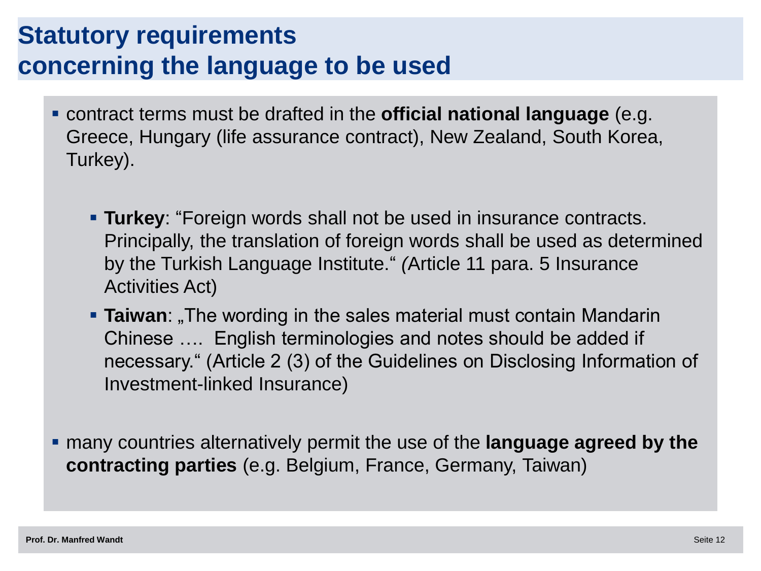# Statutory requirements concerning the language to be used

- contract terms must be drafted in the **official national language** (e.g. Greece, Hungary (life assurance contract), New Zealand, South Korea, Turkey).

  - **Turkey**: “Foreign words shall not be used in insurance contracts. Principally, the translation of foreign words shall be used as determined by the Turkish Language Institute.“ *(*Article 11 para. 5 Insurance Activities Act)
  - **Taiwan**: „The wording in the sales material must contain Mandarin Chinese …. English terminologies and notes should be added if necessary.“ (Article 2 (3) of the Guidelines on Disclosing Information of Investment-linked Insurance)

- many countries alternatively permit the use of the **language agreed by the contracting parties** (e.g. Belgium, France, Germany, Taiwan)

Prof. Dr. Manfred Wandt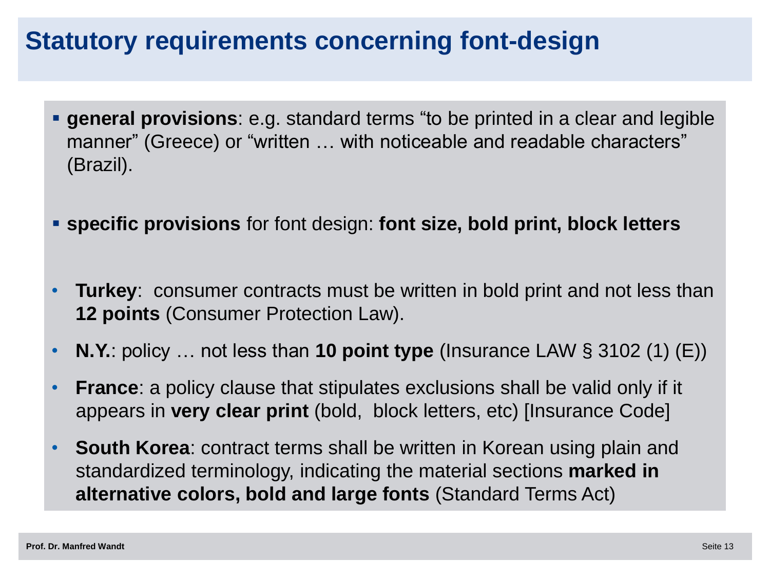# Statutory requirements concerning font-design

- **general provisions**: e.g. standard terms “to be printed in a clear and legible manner” (Greece) or “written … with noticeable and readable characters” (Brazil).

- **specific provisions** for font design: **font size, bold print, block letters**

- **Turkey**: consumer contracts must be written in bold print and not less than **12 points** (Consumer Protection Law).
- **N.Y.**: policy … not less than **10 point type** (Insurance LAW § 3102 (1) (E))
- **France**: a policy clause that stipulates exclusions shall be valid only if it appears in **very clear print** (bold, block letters, etc) [Insurance Code]
- **South Korea**: contract terms shall be written in Korean using plain and standardized terminology, indicating the material sections **marked in alternative colors, bold and large fonts** (Standard Terms Act)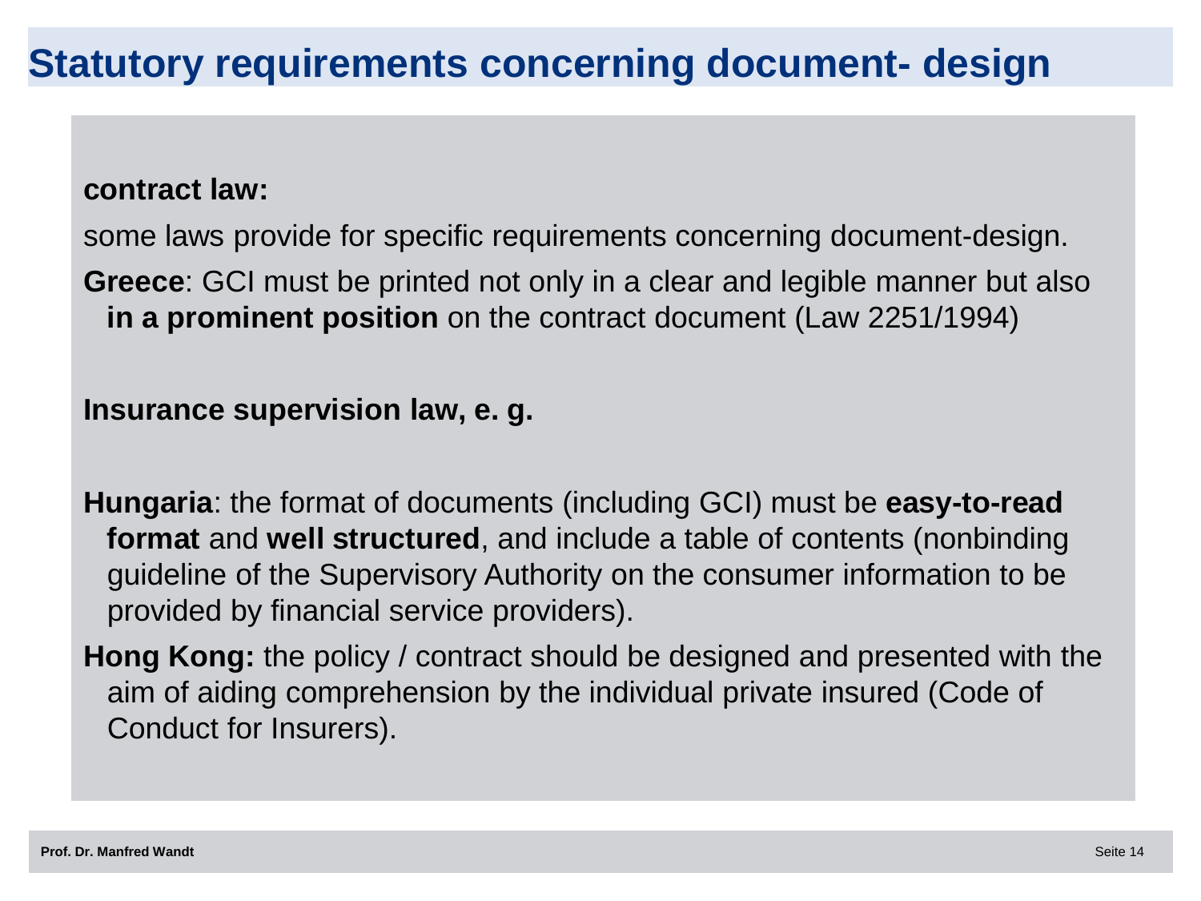# Statutory requirements concerning document- design

**contract law:**

some laws provide for specific requirements concerning document-design.

**Greece**: GCI must be printed not only in a clear and legible manner but also **in a prominent position** on the contract document (Law 2251/1994)

**Insurance supervision law, e. g.**

**Hungaria**: the format of documents (including GCI) must be **easy-to-read format** and **well structured**, and include a table of contents (nonbinding guideline of the Supervisory Authority on the consumer information to be provided by financial service providers).

**Hong Kong:** the policy / contract should be designed and presented with the aim of aiding comprehension by the individual private insured (Code of Conduct for Insurers).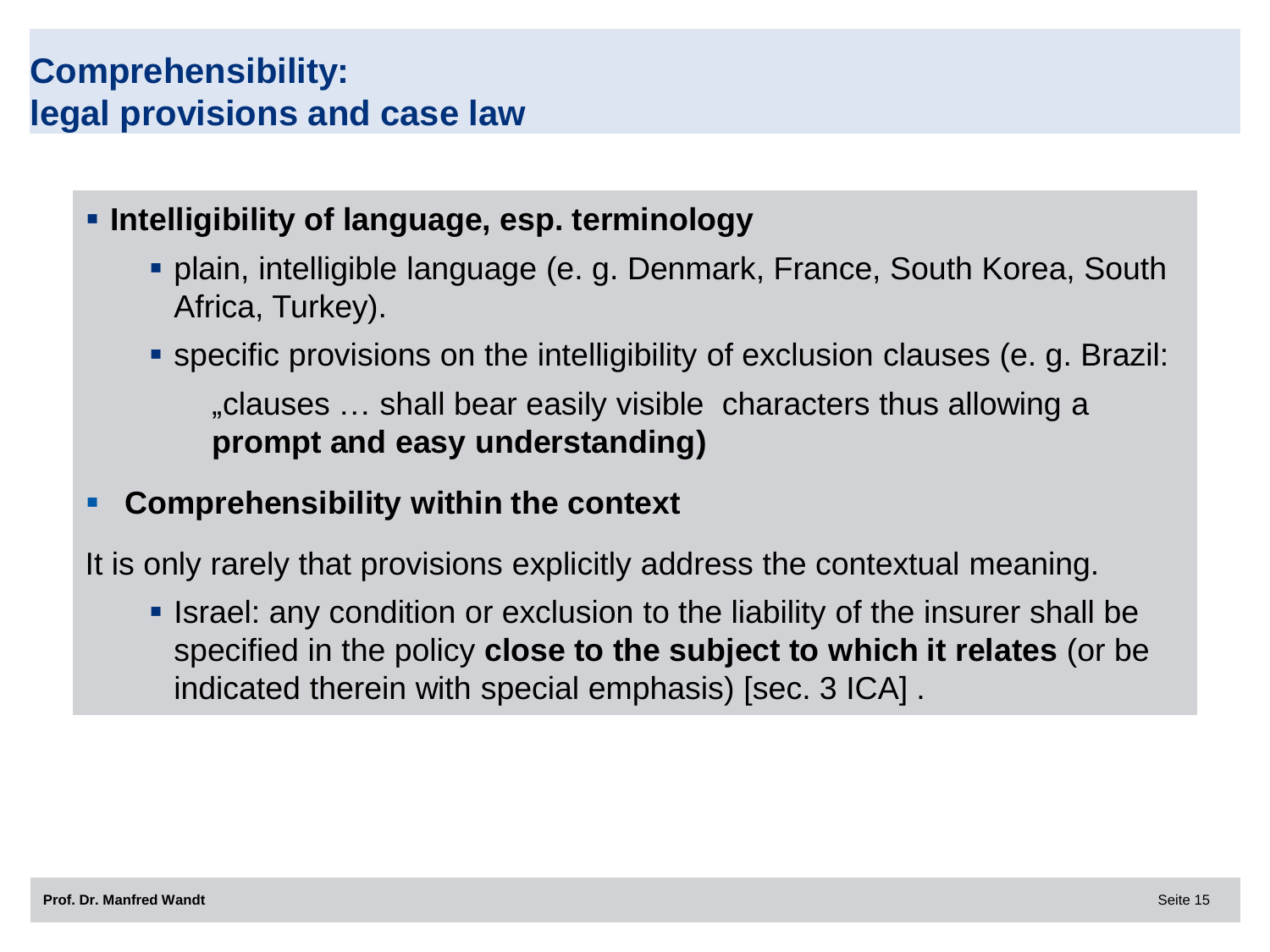# Comprehensibility: legal provisions and case law

- **Intelligibility of language, esp. terminology**
  - plain, intelligible language (e. g. Denmark, France, South Korea, South Africa, Turkey).
  - specific provisions on the intelligibility of exclusion clauses (e. g. Brazil:

    „clauses … shall bear easily visible characters thus allowing a **prompt and easy understanding)**

- **Comprehensibility within the context**

It is only rarely that provisions explicitly address the contextual meaning.

  - Israel: any condition or exclusion to the liability of the insurer shall be specified in the policy **close to the subject to which it relates** (or be indicated therein with special emphasis) [sec. 3 ICA] .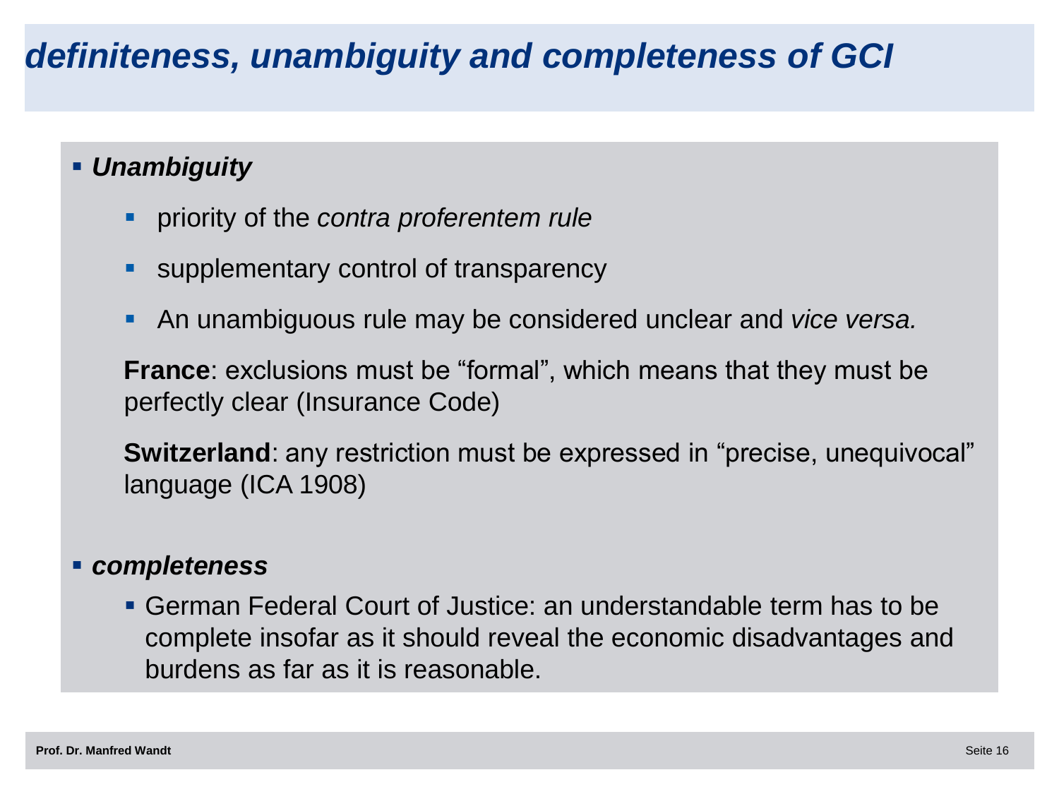# *definiteness, unambiguity and completeness of GCI*

- ***Unambiguity***
  - priority of the *contra proferentem rule*
  - supplementary control of transparency
  - An unambiguous rule may be considered unclear and *vice versa.*

  **France**: exclusions must be “formal”, which means that they must be perfectly clear (Insurance Code)

  **Switzerland**: any restriction must be expressed in “precise, unequivocal” language (ICA 1908)

- ***completeness***
  - German Federal Court of Justice: an understandable term has to be complete insofar as it should reveal the economic disadvantages and burdens as far as it is reasonable.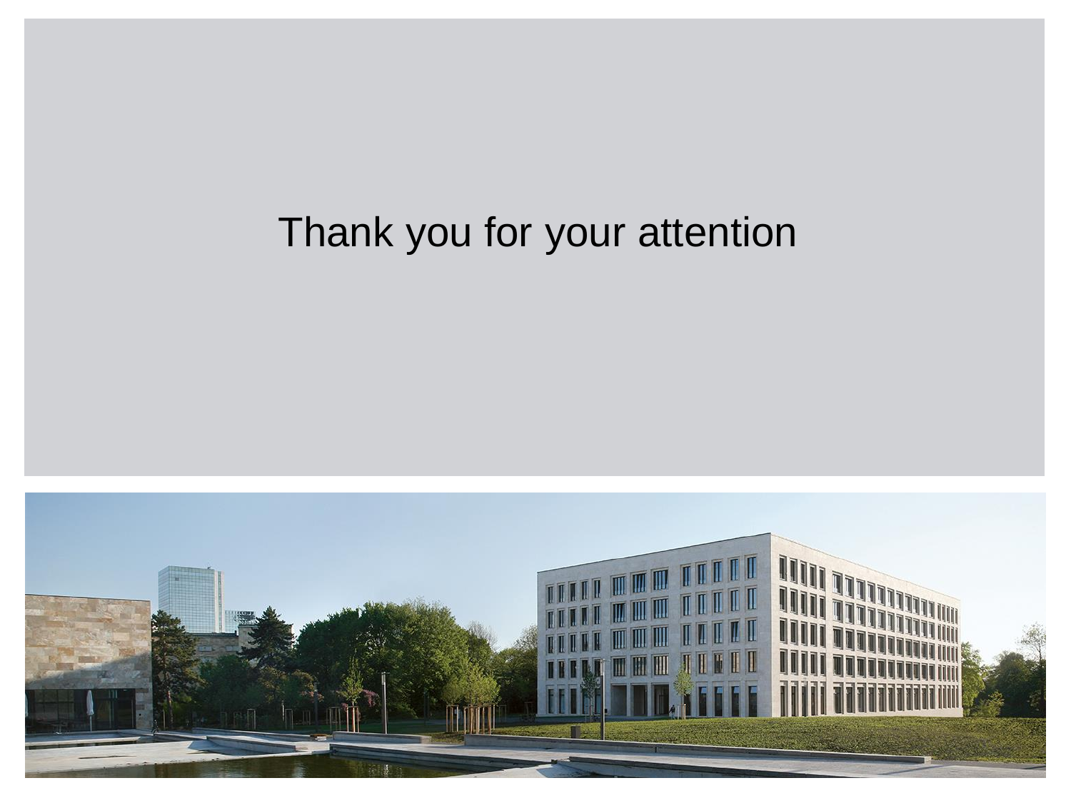Thank you for your attention